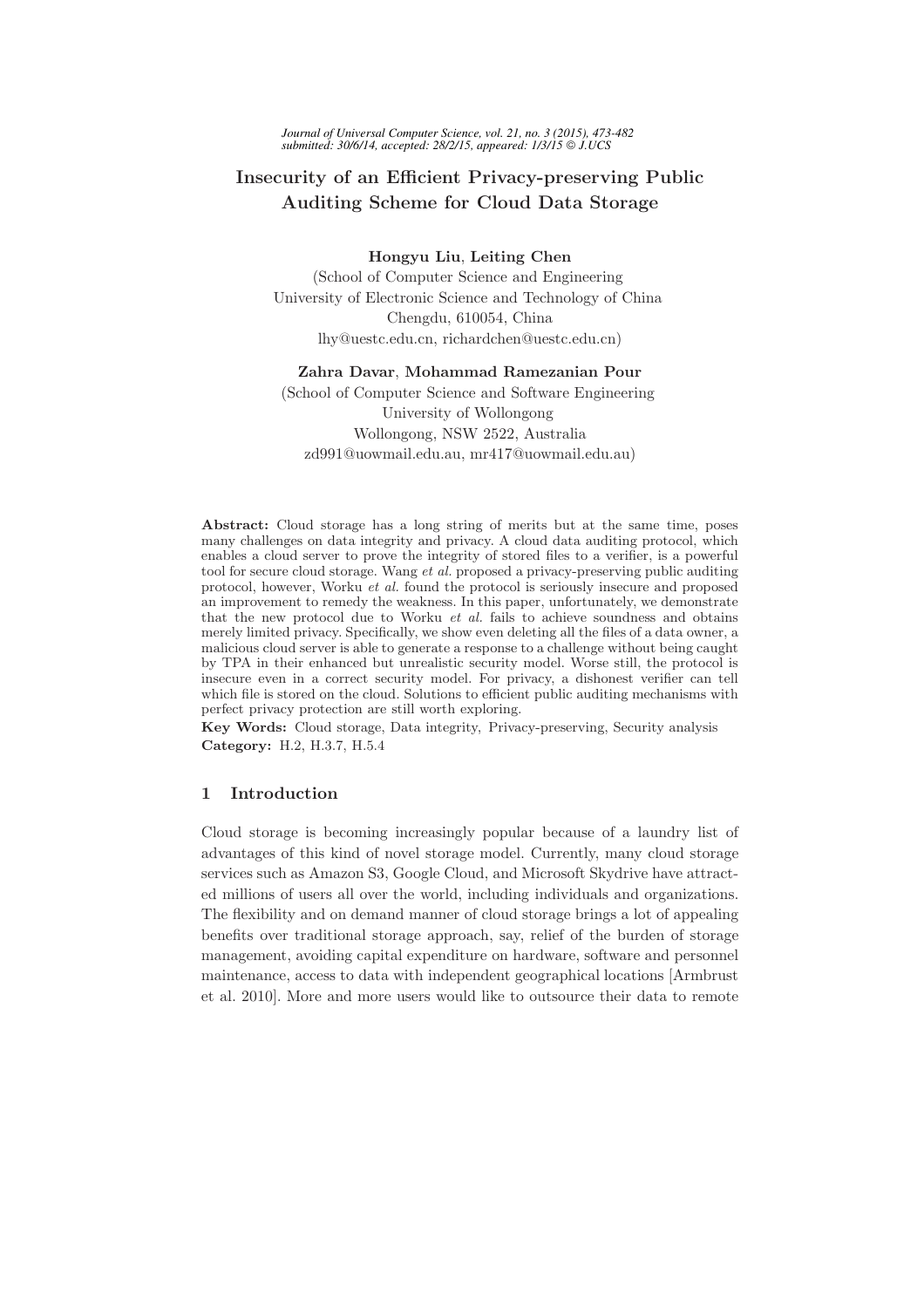# Insecurity of an Efficient Privacy-preserving Public Auditing Scheme for Cloud Data Storage

**Hongyu Liu**, **Leiting Chen**
(School of Computer Science and Engineering
University of Electronic Science and Technology of China
Chengdu, 610054, China
lhy@uestc.edu.cn, richardchen@uestc.edu.cn)

**Zahra Davar**, **Mohammad Ramezanian Pour**
(School of Computer Science and Software Engineering
University of Wollongong
Wollongong, NSW 2522, Australia
zd991@uowmail.edu.au, mr417@uowmail.edu.au)

**Abstract:** Cloud storage has a long string of merits but at the same time, poses many challenges on data integrity and privacy. A cloud data auditing protocol, which enables a cloud server to prove the integrity of stored files to a verifier, is a powerful tool for secure cloud storage. Wang *et al.* proposed a privacy-preserving public auditing protocol, however, Worku *et al.* found the protocol is seriously insecure and proposed an improvement to remedy the weakness. In this paper, unfortunately, we demonstrate that the new protocol due to Worku *et al.* fails to achieve soundness and obtains merely limited privacy. Specifically, we show even deleting all the files of a data owner, a malicious cloud server is able to generate a response to a challenge without being caught by TPA in their enhanced but unrealistic security model. Worse still, the protocol is insecure even in a correct security model. For privacy, a dishonest verifier can tell which file is stored on the cloud. Solutions to efficient public auditing mechanisms with perfect privacy protection are still worth exploring.

**Key Words:** Cloud storage, Data integrity, Privacy-preserving, Security analysis
**Category:** H.2, H.3.7, H.5.4

## 1 Introduction

Cloud storage is becoming increasingly popular because of a laundry list of advantages of this kind of novel storage model. Currently, many cloud storage services such as Amazon S3, Google Cloud, and Microsoft Skydrive have attracted millions of users all over the world, including individuals and organizations. The flexibility and on demand manner of cloud storage brings a lot of appealing benefits over traditional storage approach, say, relief of the burden of storage management, avoiding capital expenditure on hardware, software and personnel maintenance, access to data with independent geographical locations [Armbrust et al. 2010]. More and more users would like to outsource their data to remote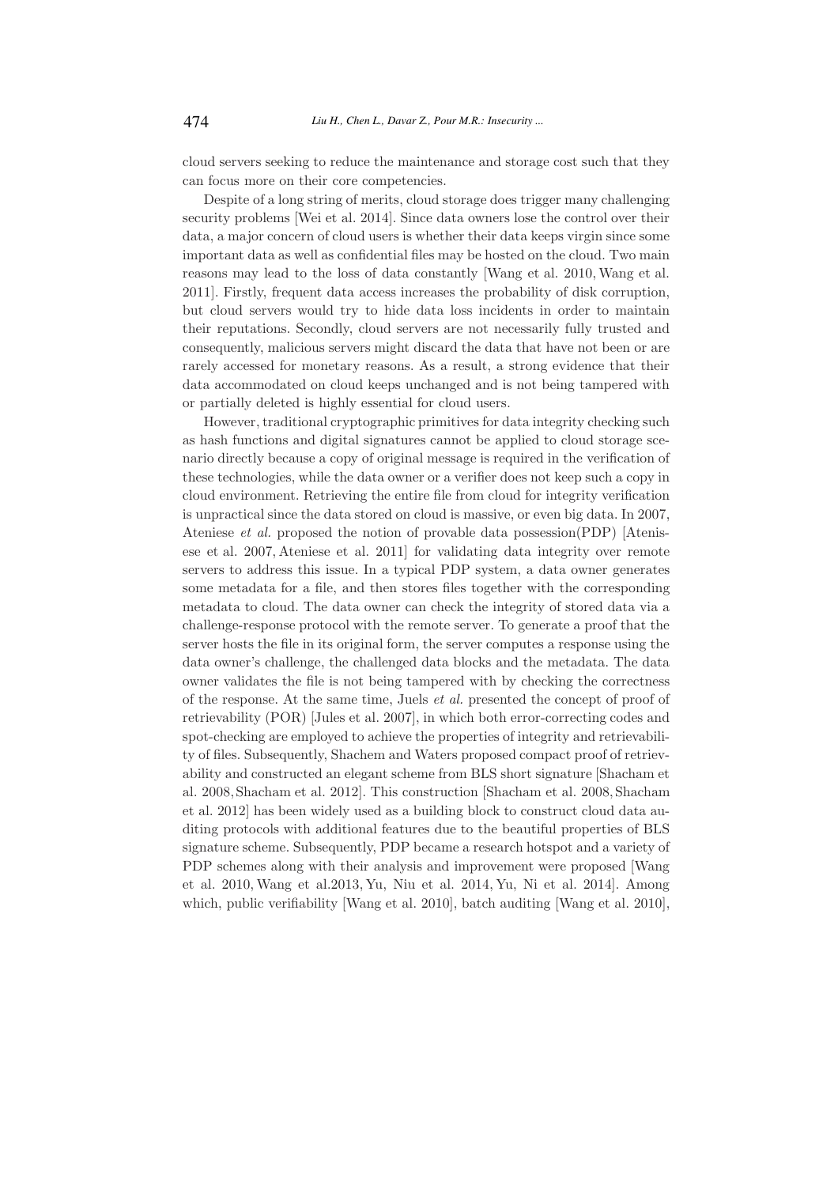cloud servers seeking to reduce the maintenance and storage cost such that they can focus more on their core competencies.

Despite of a long string of merits, cloud storage does trigger many challenging security problems [Wei et al. 2014]. Since data owners lose the control over their data, a major concern of cloud users is whether their data keeps virgin since some important data as well as confidential files may be hosted on the cloud. Two main reasons may lead to the loss of data constantly [Wang et al. 2010, Wang et al. 2011]. Firstly, frequent data access increases the probability of disk corruption, but cloud servers would try to hide data loss incidents in order to maintain their reputations. Secondly, cloud servers are not necessarily fully trusted and consequently, malicious servers might discard the data that have not been or are rarely accessed for monetary reasons. As a result, a strong evidence that their data accommodated on cloud keeps unchanged and is not being tampered with or partially deleted is highly essential for cloud users.

However, traditional cryptographic primitives for data integrity checking such as hash functions and digital signatures cannot be applied to cloud storage scenario directly because a copy of original message is required in the verification of these technologies, while the data owner or a verifier does not keep such a copy in cloud environment. Retrieving the entire file from cloud for integrity verification is unpractical since the data stored on cloud is massive, or even big data. In 2007, Ateniese *et al.* proposed the notion of provable data possession(PDP) [Ateniese et al. 2007, Ateniese et al. 2011] for validating data integrity over remote servers to address this issue. In a typical PDP system, a data owner generates some metadata for a file, and then stores files together with the corresponding metadata to cloud. The data owner can check the integrity of stored data via a challenge-response protocol with the remote server. To generate a proof that the server hosts the file in its original form, the server computes a response using the data owner's challenge, the challenged data blocks and the metadata. The data owner validates the file is not being tampered with by checking the correctness of the response. At the same time, Juels *et al.* presented the concept of proof of retrievability (POR) [Jules et al. 2007], in which both error-correcting codes and spot-checking are employed to achieve the properties of integrity and retrievability of files. Subsequently, Shachem and Waters proposed compact proof of retrievability and constructed an elegant scheme from BLS short signature [Shacham et al. 2008, Shacham et al. 2012]. This construction [Shacham et al. 2008, Shacham et al. 2012] has been widely used as a building block to construct cloud data auditing protocols with additional features due to the beautiful properties of BLS signature scheme. Subsequently, PDP became a research hotspot and a variety of PDP schemes along with their analysis and improvement were proposed [Wang et al. 2010, Wang et al.2013, Yu, Niu et al. 2014, Yu, Ni et al. 2014]. Among which, public verifiability [Wang et al. 2010], batch auditing [Wang et al. 2010],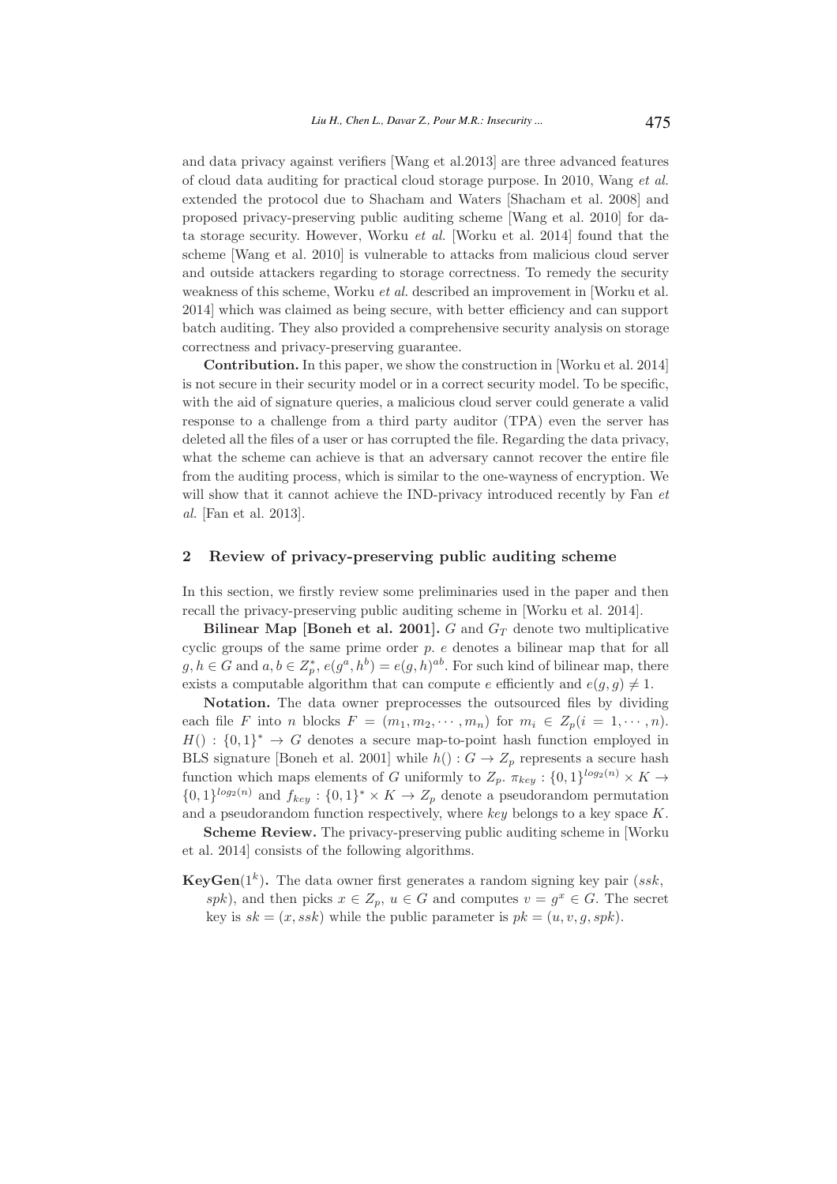and data privacy against verifiers [Wang et al.2013] are three advanced features of cloud data auditing for practical cloud storage purpose. In 2010, Wang *et al.* extended the protocol due to Shacham and Waters [Shacham et al. 2008] and proposed privacy-preserving public auditing scheme [Wang et al. 2010] for data storage security. However, Worku *et al.* [Worku et al. 2014] found that the scheme [Wang et al. 2010] is vulnerable to attacks from malicious cloud server and outside attackers regarding to storage correctness. To remedy the security weakness of this scheme, Worku *et al.* described an improvement in [Worku et al. 2014] which was claimed as being secure, with better efficiency and can support batch auditing. They also provided a comprehensive security analysis on storage correctness and privacy-preserving guarantee.

**Contribution.** In this paper, we show the construction in [Worku et al. 2014] is not secure in their security model or in a correct security model. To be specific, with the aid of signature queries, a malicious cloud server could generate a valid response to a challenge from a third party auditor (TPA) even the server has deleted all the files of a user or has corrupted the file. Regarding the data privacy, what the scheme can achieve is that an adversary cannot recover the entire file from the auditing process, which is similar to the one-wayness of encryption. We will show that it cannot achieve the IND-privacy introduced recently by Fan *et al.* [Fan et al. 2013].

## 2 Review of privacy-preserving public auditing scheme

In this section, we firstly review some preliminaries used in the paper and then recall the privacy-preserving public auditing scheme in [Worku et al. 2014].

**Bilinear Map [Boneh et al. 2001].** $G$ and $G_T$ denote two multiplicative cyclic groups of the same prime order $p$. $e$ denotes a bilinear map that for all $g, h \in G$ and $a, b \in Z_p^*$, $e(g^a, h^b) = e(g, h)^{ab}$. For such kind of bilinear map, there exists a computable algorithm that can compute $e$ efficiently and $e(g, g) \neq 1$.

**Notation.** The data owner preprocesses the outsourced files by dividing each file $F$ into $n$ blocks $F = (m_1, m_2, \cdots, m_n)$ for $m_i \in Z_p (i = 1, \cdots, n)$. $H() : \{0,1\}^* \to G$ denotes a secure map-to-point hash function employed in BLS signature [Boneh et al. 2001] while $h() : G \to Z_p$ represents a secure hash function which maps elements of $G$ uniformly to $Z_p$. $\pi_{key} : \{0,1\}^{log_2(n)} \times K \to \{0,1\}^{log_2(n)}$ and $f_{key} : \{0,1\}^* \times K \to Z_p$ denote a pseudorandom permutation and a pseudorandom function respectively, where $key$ belongs to a key space $K$.

**Scheme Review.** The privacy-preserving public auditing scheme in [Worku et al. 2014] consists of the following algorithms.

**KeyGen**$(1^k)$**.** The data owner first generates a random signing key pair $(ssk, spk)$, and then picks $x \in Z_p$, $u \in G$ and computes $v = g^x \in G$. The secret key is $sk = (x, ssk)$ while the public parameter is $pk = (u, v, g, spk)$.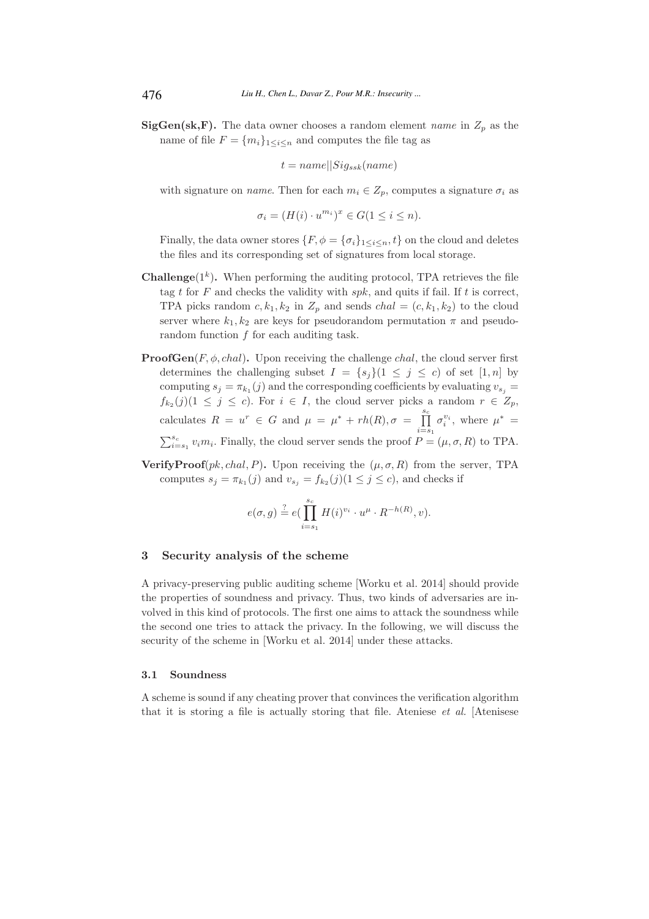**SigGen(sk,F).** The data owner chooses a random element *name* in $Z_p$ as the name of file $F = \{m_i\}_{1 \leq i \leq n}$ and computes the file tag as

$$t = name || Sig_{ssk}(name)$$

with signature on *name*. Then for each $m_i \in Z_p$, computes a signature $\sigma_i$ as

$$\sigma_i = (H(i) \cdot u^{m_i})^x \in G (1 \leq i \leq n).$$

Finally, the data owner stores $\{F, \phi = \{\sigma_i\}_{1 \leq i \leq n}, t\}$ on the cloud and deletes the files and its corresponding set of signatures from local storage.

**Challenge**$(1^k)$**.** When performing the auditing protocol, TPA retrieves the file tag $t$ for $F$ and checks the validity with $spk$, and quits if fail. If $t$ is correct, TPA picks random $c, k_1, k_2$ in $Z_p$ and sends $chal = (c, k_1, k_2)$ to the cloud server where $k_1, k_2$ are keys for pseudorandom permutation $\pi$ and pseudorandom function $f$ for each auditing task.

**ProofGen**$(F, \phi, chal)$**.** Upon receiving the challenge $chal$, the cloud server first determines the challenging subset $I = \{s_j\} (1 \leq j \leq c)$ of set $[1, n]$ by computing $s_j = \pi_{k_1}(j)$ and the corresponding coefficients by evaluating $v_{s_j} = f_{k_2}(j) (1 \leq j \leq c)$. For $i \in I$, the cloud server picks a random $r \in Z_p$, calculates $R = u^r \in G$ and $\mu = \mu^* + rh(R), \sigma = \prod_{i=s_1}^{s_c} \sigma_i^{v_i}$, where $\mu^* = \sum_{i=s_1}^{s_c} v_i m_i$. Finally, the cloud server sends the proof $P = (\mu, \sigma, R)$ to TPA.

**VerifyProof**$(pk, chal, P)$**.** Upon receiving the $(\mu, \sigma, R)$ from the server, TPA computes $s_j = \pi_{k_1}(j)$ and $v_{s_j} = f_{k_2}(j) (1 \leq j \leq c)$, and checks if

$$e(\sigma, g) \stackrel{?}{=} e\Big(\prod_{i=s_1}^{s_c} H(i)^{v_i} \cdot u^{\mu} \cdot R^{-h(R)}, v\Big).$$

## 3 Security analysis of the scheme

A privacy-preserving public auditing scheme [Worku et al. 2014] should provide the properties of soundness and privacy. Thus, two kinds of adversaries are involved in this kind of protocols. The first one aims to attack the soundness while the second one tries to attack the privacy. In the following, we will discuss the security of the scheme in [Worku et al. 2014] under these attacks.

### 3.1 Soundness

A scheme is sound if any cheating prover that convinces the verification algorithm that it is storing a file is actually storing that file. Ateniese *et al.* [Atenisese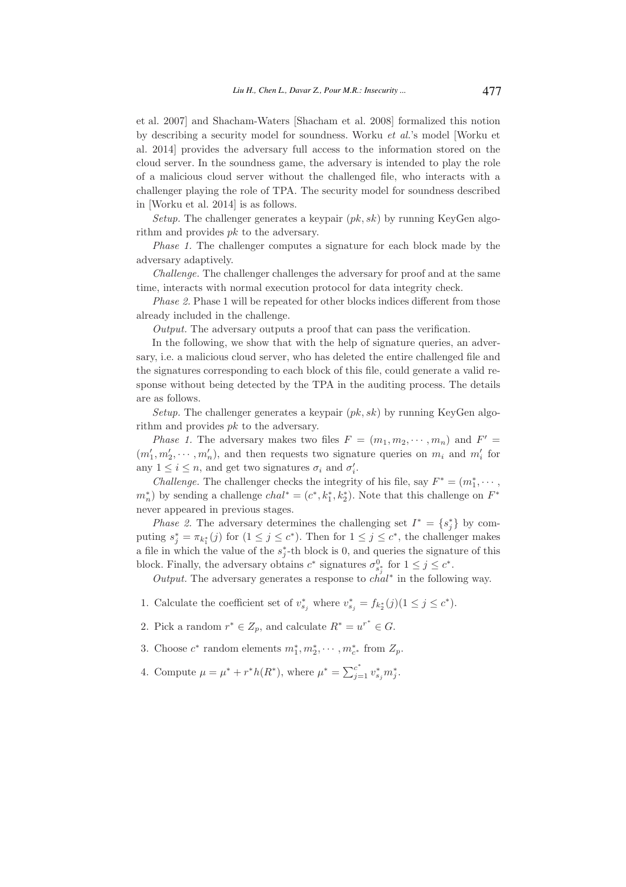et al. 2007] and Shacham-Waters [Shacham et al. 2008] formalized this notion by describing a security model for soundness. Worku *et al.*'s model [Worku et al. 2014] provides the adversary full access to the information stored on the cloud server. In the soundness game, the adversary is intended to play the role of a malicious cloud server without the challenged file, who interacts with a challenger playing the role of TPA. The security model for soundness described in [Worku et al. 2014] is as follows.

*Setup.* The challenger generates a keypair $(pk, sk)$ by running KeyGen algorithm and provides $pk$ to the adversary.

*Phase 1.* The challenger computes a signature for each block made by the adversary adaptively.

*Challenge.* The challenger challenges the adversary for proof and at the same time, interacts with normal execution protocol for data integrity check.

*Phase 2.* Phase 1 will be repeated for other blocks indices different from those already included in the challenge.

*Output.* The adversary outputs a proof that can pass the verification.

In the following, we show that with the help of signature queries, an adversary, i.e. a malicious cloud server, who has deleted the entire challenged file and the signatures corresponding to each block of this file, could generate a valid response without being detected by the TPA in the auditing process. The details are as follows.

*Setup.* The challenger generates a keypair $(pk, sk)$ by running KeyGen algorithm and provides $pk$ to the adversary.

*Phase 1.* The adversary makes two files $F = (m_1, m_2, \cdots, m_n)$ and $F' = (m'_1, m'_2, \cdots, m'_n)$, and then requests two signature queries on $m_i$ and $m'_i$ for any $1 \leq i \leq n$, and get two signatures $\sigma_i$ and $\sigma'_i$.

*Challenge.* The challenger checks the integrity of his file, say $F^* = (m^*_1, \cdots, m^*_n)$ by sending a challenge $chal^* = (c^*, k^*_1, k^*_2)$. Note that this challenge on $F^*$ never appeared in previous stages.

*Phase 2.* The adversary determines the challenging set $I^* = \{s^*_j\}$ by computing $s^*_j = \pi_{k^*_1}(j)$ for $(1 \leq j \leq c^*)$. Then for $1 \leq j \leq c^*$, the challenger makes a file in which the value of the $s^*_j$-th block is 0, and queries the signature of this block. Finally, the adversary obtains $c^*$ signatures $\sigma^0_{s^*_j}$ for $1 \leq j \leq c^*$.

*Output.* The adversary generates a response to $chal^*$ in the following way.

1. Calculate the coefficient set of $v^*_{s_j}$ where $v^*_{s_j} = f_{k^*_2}(j)(1 \leq j \leq c^*)$.
2. Pick a random $r^* \in Z_p$, and calculate $R^* = u^{r^*} \in G$.
3. Choose $c^*$ random elements $m^*_1, m^*_2, \cdots, m^*_{c^*}$ from $Z_p$.
4. Compute $\mu = \mu^* + r^* h(R^*)$, where $\mu^* = \sum_{j=1}^{c^*} v^*_{s_j} m^*_j$.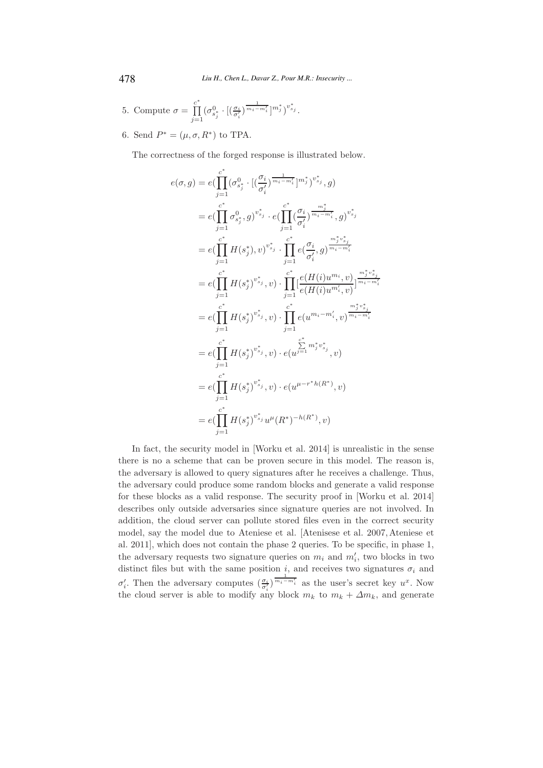5. Compute $\sigma = \prod_{j=1}^{c^*} (\sigma^0_{s^*_j} \cdot [(\frac{\sigma_i}{\sigma'_i})^{\frac{1}{m_i - m'_i}}]^{m^*_j})^{v^*_{s_j}}$.

6. Send $P^* = (\mu, \sigma, R^*)$ to TPA.

The correctness of the forged response is illustrated below.

$$
\begin{aligned}
e(\sigma, g) &= e(\prod_{j=1}^{c^*} (\sigma^0_{s^*_j} \cdot [(\frac{\sigma_i}{\sigma'_i})^{\frac{1}{m_i - m'_i}}]^{m^*_j})^{v^*_{s_j}}, g) \\
&= e(\prod_{j=1}^{c^*} \sigma^0_{s^*_j}, g)^{v^*_{s_j}} \cdot e(\prod_{j=1}^{c^*} (\frac{\sigma_i}{\sigma'_i})^{\frac{m^*_j}{m_i - m'_i}}, g)^{v^*_{s_j}} \\
&= e(\prod_{j=1}^{c^*} H(s^*_j), v)^{v^*_{s_j}} \cdot \prod_{j=1}^{c^*} e(\frac{\sigma_i}{\sigma'_i}, g)^{\frac{m^*_j v^*_{s_j}}{m_i - m'_i}} \\
&= e(\prod_{j=1}^{c^*} H(s^*_j)^{v^*_{s_j}}, v) \cdot \prod_{j=1}^{c^*} [\frac{e(H(i)u^{m_i}, v)}{e(H(i)u^{m'_i}, v)}]^{\frac{m^*_j v^*_{s_j}}{m_i - m'_i}} \\
&= e(\prod_{j=1}^{c^*} H(s^*_j)^{v^*_{s_j}}, v) \cdot \prod_{j=1}^{c^*} e(u^{m_i - m'_i}, v)^{\frac{m^*_j v^*_{s_j}}{m_i - m'_i}} \\
&= e(\prod_{j=1}^{c^*} H(s^*_j)^{v^*_{s_j}}, v) \cdot e(u^{\sum_{j=1}^{c^*} m^*_j v^*_{s_j}}, v) \\
&= e(\prod_{j=1}^{c^*} H(s^*_j)^{v^*_{s_j}}, v) \cdot e(u^{\mu - r^* h(R^*)}, v) \\
&= e(\prod_{j=1}^{c^*} H(s^*_j)^{v^*_{s_j}} u^{\mu} (R^*)^{-h(R^*)}, v)
\end{aligned}
$$

In fact, the security model in [Worku et al. 2014] is unrealistic in the sense there is no a scheme that can be proven secure in this model. The reason is, the adversary is allowed to query signatures after he receives a challenge. Thus, the adversary could produce some random blocks and generate a valid response for these blocks as a valid response. The security proof in [Worku et al. 2014] describes only outside adversaries since signature queries are not involved. In addition, the cloud server can pollute stored files even in the correct security model, say the model due to Ateniese et al. [Atenisese et al. 2007, Ateniese et al. 2011], which does not contain the phase 2 queries. To be specific, in phase 1, the adversary requests two signature queries on $m_i$ and $m'_i$, two blocks in two distinct files but with the same position $i$, and receives two signatures $\sigma_i$ and $\sigma'_i$. Then the adversary computes $(\frac{\sigma_i}{\sigma'_i})^{\frac{1}{m_i - m'_i}}$ as the user's secret key $u^x$. Now the cloud server is able to modify any block $m_k$ to $m_k + \Delta m_k$, and generate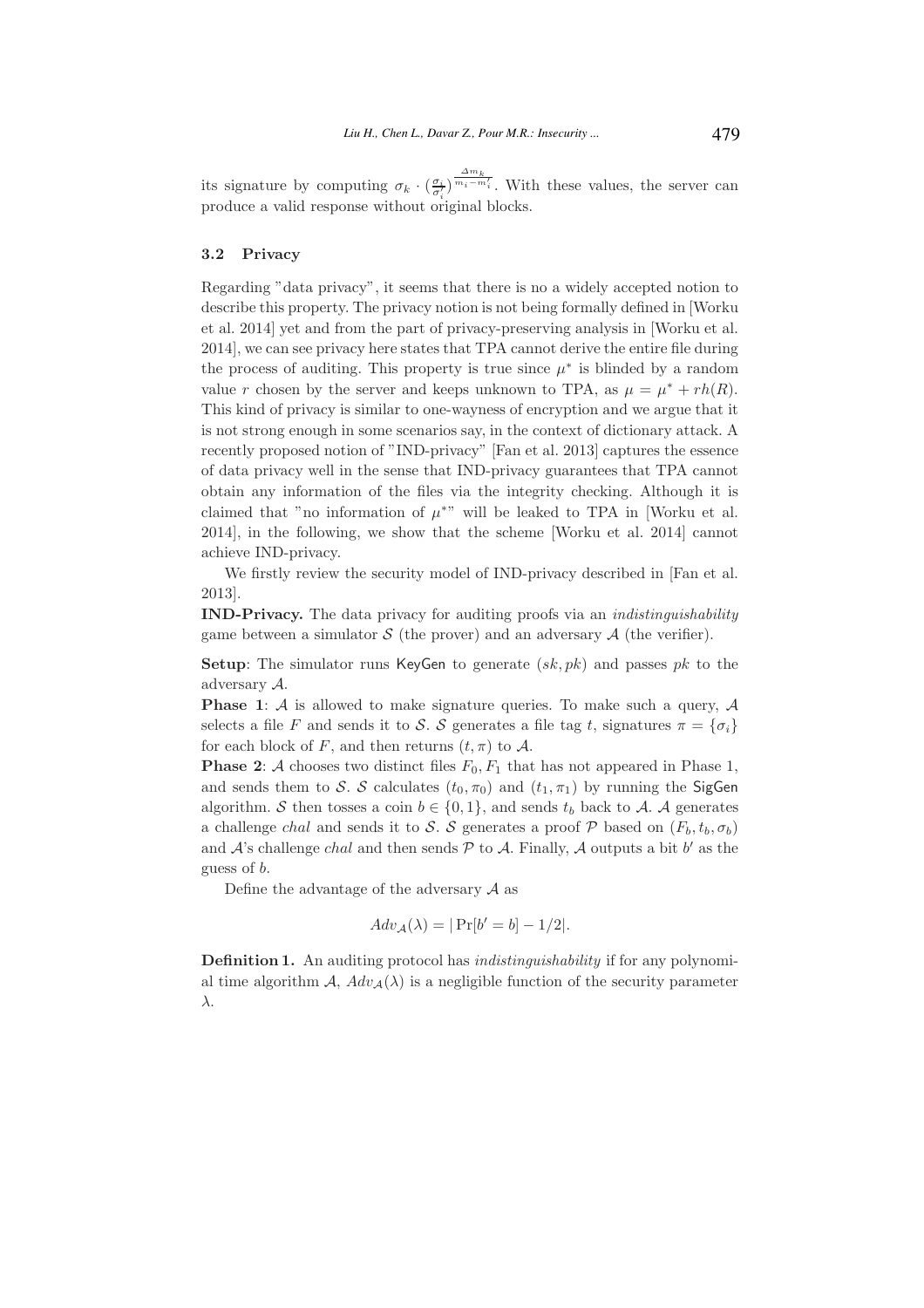its signature by computing $\sigma_k \cdot (\frac{\sigma_i}{\sigma_i'})^{\frac{\Delta m_k}{m_i - m_i'}}$. With these values, the server can produce a valid response without original blocks.

### 3.2 Privacy

Regarding "data privacy", it seems that there is no a widely accepted notion to describe this property. The privacy notion is not being formally defined in [Worku et al. 2014] yet and from the part of privacy-preserving analysis in [Worku et al. 2014], we can see privacy here states that TPA cannot derive the entire file during the process of auditing. This property is true since $\mu^*$ is blinded by a random value $r$ chosen by the server and keeps unknown to TPA, as $\mu = \mu^* + rh(R)$. This kind of privacy is similar to one-wayness of encryption and we argue that it is not strong enough in some scenarios say, in the context of dictionary attack. A recently proposed notion of "IND-privacy" [Fan et al. 2013] captures the essence of data privacy well in the sense that IND-privacy guarantees that TPA cannot obtain any information of the files via the integrity checking. Although it is claimed that "no information of $\mu^*$" will be leaked to TPA in [Worku et al. 2014], in the following, we show that the scheme [Worku et al. 2014] cannot achieve IND-privacy.

We firstly review the security model of IND-privacy described in [Fan et al. 2013].

**IND-Privacy.** The data privacy for auditing proofs via an *indistinguishability* game between a simulator $\mathcal{S}$ (the prover) and an adversary $\mathcal{A}$ (the verifier).

**Setup**: The simulator runs KeyGen to generate $(sk, pk)$ and passes $pk$ to the adversary $\mathcal{A}$.

**Phase 1**: $\mathcal{A}$ is allowed to make signature queries. To make such a query, $\mathcal{A}$ selects a file $F$ and sends it to $\mathcal{S}$. $\mathcal{S}$ generates a file tag $t$, signatures $\pi = \{\sigma_i\}$ for each block of $F$, and then returns $(t, \pi)$ to $\mathcal{A}$.

**Phase 2**: $\mathcal{A}$ chooses two distinct files $F_0, F_1$ that has not appeared in Phase 1, and sends them to $\mathcal{S}$. $\mathcal{S}$ calculates $(t_0, \pi_0)$ and $(t_1, \pi_1)$ by running the SigGen algorithm. $\mathcal{S}$ then tosses a coin $b \in \{0, 1\}$, and sends $t_b$ back to $\mathcal{A}$. $\mathcal{A}$ generates a challenge *chal* and sends it to $\mathcal{S}$. $\mathcal{S}$ generates a proof $\mathcal{P}$ based on $(F_b, t_b, \sigma_b)$ and $\mathcal{A}$'s challenge *chal* and then sends $\mathcal{P}$ to $\mathcal{A}$. Finally, $\mathcal{A}$ outputs a bit $b'$ as the guess of $b$.

Define the advantage of the adversary $\mathcal{A}$ as

$$Adv_{\mathcal{A}}(\lambda) = |\Pr[b' = b] - 1/2|.$$

**Definition 1.** An auditing protocol has *indistinguishability* if for any polynomial time algorithm $\mathcal{A}$, $Adv_{\mathcal{A}}(\lambda)$ is a negligible function of the security parameter $\lambda$.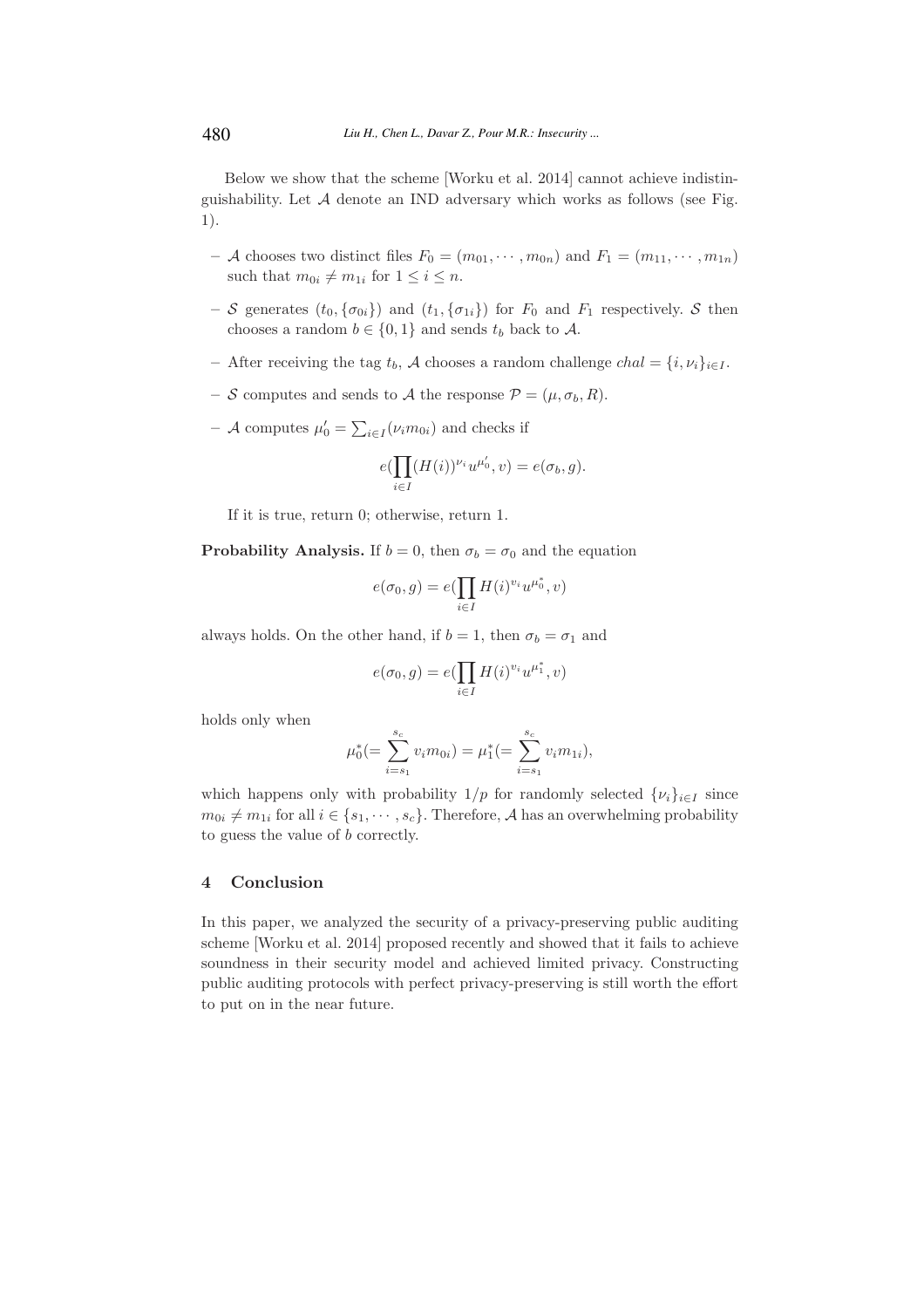Below we show that the scheme [Worku et al. 2014] cannot achieve indistinguishability. Let $\mathcal{A}$ denote an IND adversary which works as follows (see Fig. 1).

- $\mathcal{A}$ chooses two distinct files $F_0 = (m_{01}, \cdots, m_{0n})$ and $F_1 = (m_{11}, \cdots, m_{1n})$ such that $m_{0i} \neq m_{1i}$ for $1 \leq i \leq n$.
- $\mathcal{S}$ generates $(t_0, \{\sigma_{0i}\})$ and $(t_1, \{\sigma_{1i}\})$ for $F_0$ and $F_1$ respectively. $\mathcal{S}$ then chooses a random $b \in \{0, 1\}$ and sends $t_b$ back to $\mathcal{A}$.
- After receiving the tag $t_b$, $\mathcal{A}$ chooses a random challenge $chal = \{i, \nu_i\}_{i \in I}$.
- $\mathcal{S}$ computes and sends to $\mathcal{A}$ the response $\mathcal{P} = (\mu, \sigma_b, R)$.
- $\mathcal{A}$ computes $\mu'_0 = \sum_{i \in I}(\nu_i m_{0i})$ and checks if

$$e(\prod_{i \in I}(H(i))^{\nu_i} u^{\mu'_0}, v) = e(\sigma_b, g).$$

If it is true, return 0; otherwise, return 1.

**Probability Analysis.** If $b = 0$, then $\sigma_b = \sigma_0$ and the equation

$$e(\sigma_0, g) = e(\prod_{i \in I} H(i)^{v_i} u^{\mu_0^*}, v)$$

always holds. On the other hand, if $b = 1$, then $\sigma_b = \sigma_1$ and

$$e(\sigma_0, g) = e(\prod_{i \in I} H(i)^{v_i} u^{\mu_1^*}, v)$$

holds only when

$$\mu_0^* (= \sum_{i=s_1}^{s_c} v_i m_{0i}) = \mu_1^* (= \sum_{i=s_1}^{s_c} v_i m_{1i}),$$

which happens only with probability $1/p$ for randomly selected $\{\nu_i\}_{i \in I}$ since $m_{0i} \neq m_{1i}$ for all $i \in \{s_1, \cdots, s_c\}$. Therefore, $\mathcal{A}$ has an overwhelming probability to guess the value of $b$ correctly.

## 4 Conclusion

In this paper, we analyzed the security of a privacy-preserving public auditing scheme [Worku et al. 2014] proposed recently and showed that it fails to achieve soundness in their security model and achieved limited privacy. Constructing public auditing protocols with perfect privacy-preserving is still worth the effort to put on in the near future.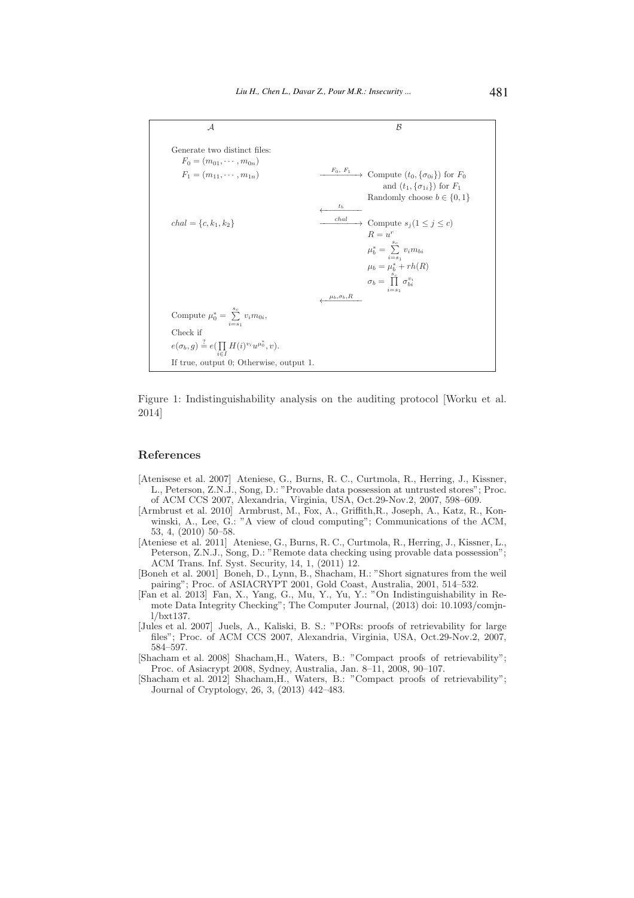| $\mathcal{A}$ | | $\mathcal{B}$ |
|---|---|---|
| Generate two distinct files: $F_0 = (m_{01}, \cdots, m_{0n})$ $F_1 = (m_{11}, \cdots, m_{1n})$ | $\xrightarrow{F_0,\ F_1}$ | Compute $(t_0, \{\sigma_{0i}\})$ for $F_0$ and $(t_1, \{\sigma_{1i}\})$ for $F_1$ Randomly choose $b \in \{0, 1\}$ |
| | $\xleftarrow{t_b}$ | |
| $chal = \{c, k_1, k_2\}$ | $\xrightarrow{chal}$ | Compute $s_j (1 \leq j \leq c)$ $R = u^r$ $\mu_b^* = \sum_{i=s_1}^{s_c} v_i m_{bi}$ $\mu_b = \mu_b^* + rh(R)$ $\sigma_b = \prod_{i=s_1}^{s_c} \sigma_{bi}^{v_i}$ |
| | $\xleftarrow{\mu_b, \sigma_b, R}$ | |
| Compute $\mu_0^* = \sum_{i=s_1}^{s_c} v_i m_{0i}$, Check if $e(\sigma_b, g) \stackrel{?}{=} e(\prod_{i \in I} H(i)^{v_i} u^{\mu_0^*}, v)$. If true, output 0; Otherwise, output 1. | | |

Figure 1: Indistinguishability analysis on the auditing protocol [Worku et al. 2014]

## References

[Atenisese et al. 2007] Ateniese, G., Burns, R. C., Curtmola, R., Herring, J., Kissner, L., Peterson, Z.N.J., Song, D.: "Provable data possession at untrusted stores"; Proc. of ACM CCS 2007, Alexandria, Virginia, USA, Oct.29-Nov.2, 2007, 598–609.

[Armbrust et al. 2010] Armbrust, M., Fox, A., Griffith,R., Joseph, A., Katz, R., Konwinski, A., Lee, G.: "A view of cloud computing"; Communications of the ACM, 53, 4, (2010) 50–58.

[Ateniese et al. 2011] Ateniese, G., Burns, R. C., Curtmola, R., Herring, J., Kissner, L., Peterson, Z.N.J., Song, D.: "Remote data checking using provable data possession"; ACM Trans. Inf. Syst. Security, 14, 1, (2011) 12.

[Boneh et al. 2001] Boneh, D., Lynn, B., Shacham, H.: "Short signatures from the weil pairing"; Proc. of ASIACRYPT 2001, Gold Coast, Australia, 2001, 514–532.

[Fan et al. 2013] Fan, X., Yang, G., Mu, Y., Yu, Y.: "On Indistinguishability in Remote Data Integrity Checking"; The Computer Journal, (2013) doi: 10.1093/comjnl/bxt137.

[Jules et al. 2007] Juels, A., Kaliski, B. S.: "PORs: proofs of retrievability for large files"; Proc. of ACM CCS 2007, Alexandria, Virginia, USA, Oct.29-Nov.2, 2007, 584–597.

[Shacham et al. 2008] Shacham,H., Waters, B.: "Compact proofs of retrievability"; Proc. of Asiacrypt 2008, Sydney, Australia, Jan. 8–11, 2008, 90–107.

[Shacham et al. 2012] Shacham,H., Waters, B.: "Compact proofs of retrievability"; Journal of Cryptology, 26, 3, (2013) 442–483.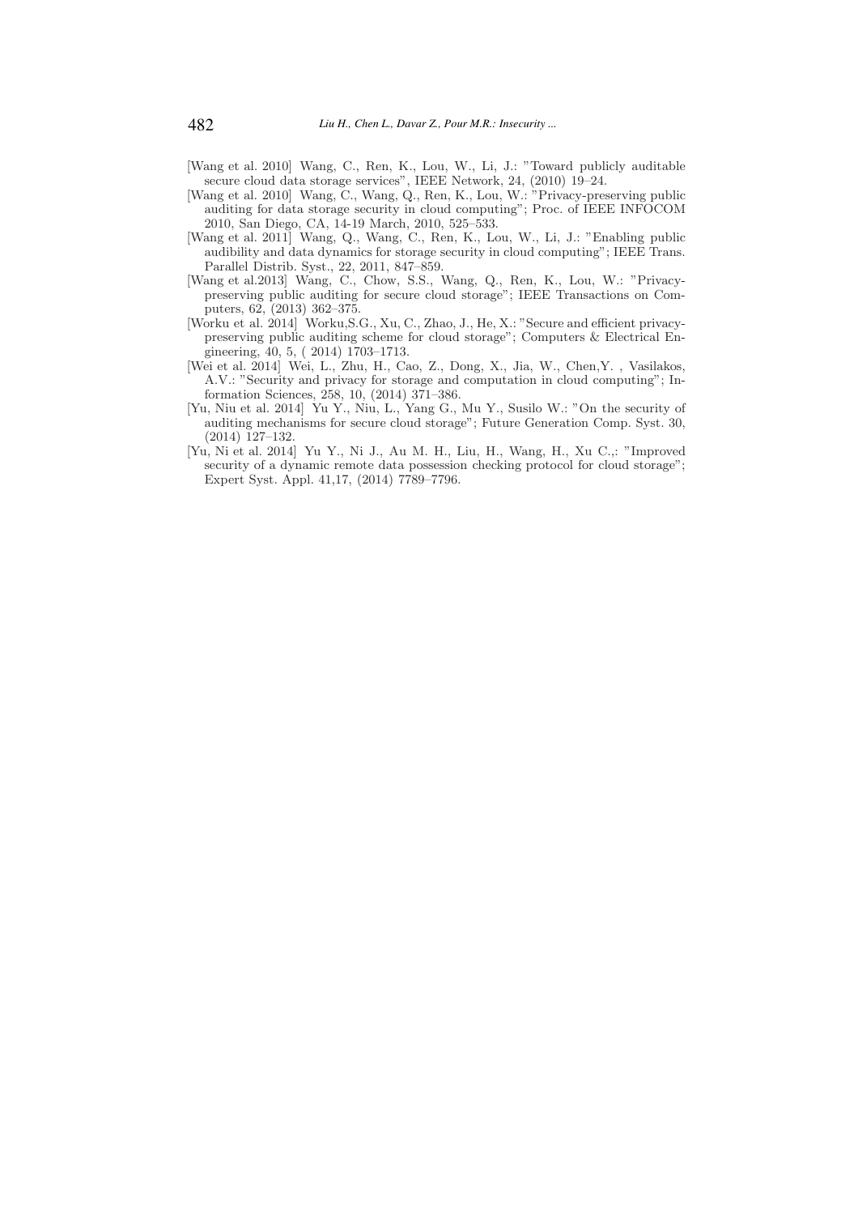[Wang et al. 2010] Wang, C., Ren, K., Lou, W., Li, J.: "Toward publicly auditable secure cloud data storage services", IEEE Network, 24, (2010) 19–24.

[Wang et al. 2010] Wang, C., Wang, Q., Ren, K., Lou, W.: "Privacy-preserving public auditing for data storage security in cloud computing"; Proc. of IEEE INFOCOM 2010, San Diego, CA, 14-19 March, 2010, 525–533.

[Wang et al. 2011] Wang, Q., Wang, C., Ren, K., Lou, W., Li, J.: "Enabling public audibility and data dynamics for storage security in cloud computing"; IEEE Trans. Parallel Distrib. Syst., 22, 2011, 847–859.

[Wang et al.2013] Wang, C., Chow, S.S., Wang, Q., Ren, K., Lou, W.: "Privacy-preserving public auditing for secure cloud storage"; IEEE Transactions on Computers, 62, (2013) 362–375.

[Worku et al. 2014] Worku,S.G., Xu, C., Zhao, J., He, X.: "Secure and efficient privacy-preserving public auditing scheme for cloud storage"; Computers & Electrical Engineering, 40, 5, ( 2014) 1703–1713.

[Wei et al. 2014] Wei, L., Zhu, H., Cao, Z., Dong, X., Jia, W., Chen,Y. , Vasilakos, A.V.: "Security and privacy for storage and computation in cloud computing"; Information Sciences, 258, 10, (2014) 371–386.

[Yu, Niu et al. 2014] Yu Y., Niu, L., Yang G., Mu Y., Susilo W.: "On the security of auditing mechanisms for secure cloud storage"; Future Generation Comp. Syst. 30, (2014) 127–132.

[Yu, Ni et al. 2014] Yu Y., Ni J., Au M. H., Liu, H., Wang, H., Xu C.,: "Improved security of a dynamic remote data possession checking protocol for cloud storage"; Expert Syst. Appl. 41,17, (2014) 7789–7796.